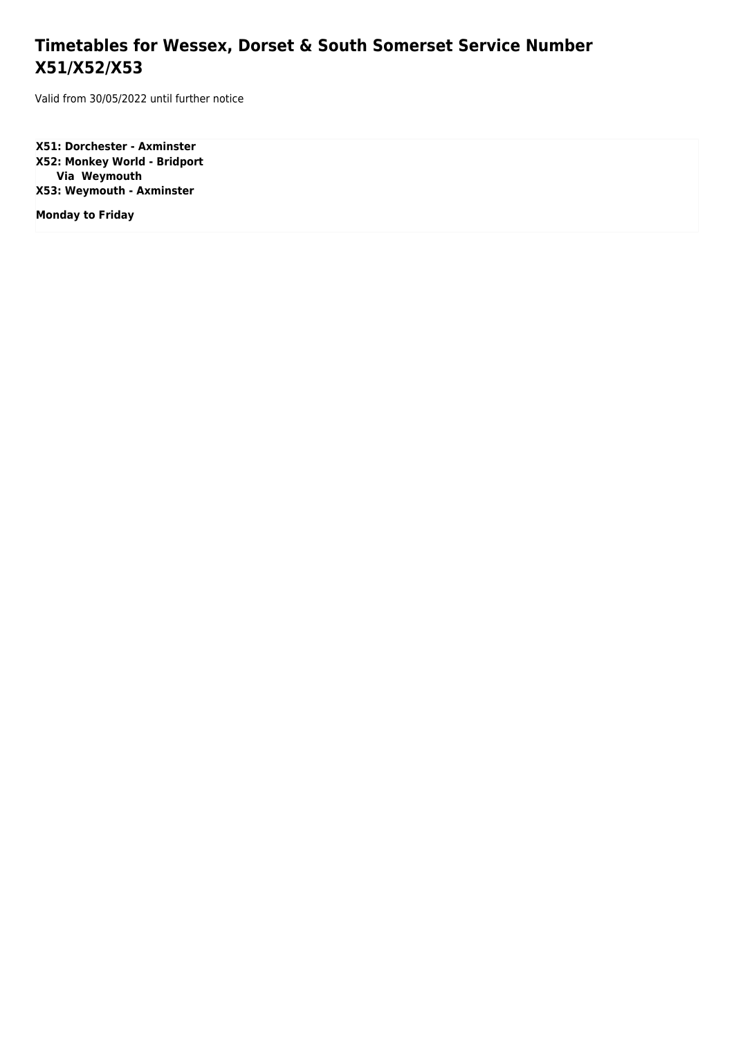# Timetables for Wessex, Dorset & South Somerset Service Number X51/X52/X53

Valid from 30/05/2022 until further notice

**X51: Dorchester - Axminster**
**X52: Monkey World - Bridport**
**Via Weymouth**
**X53: Weymouth - Axminster**

**Monday to Friday**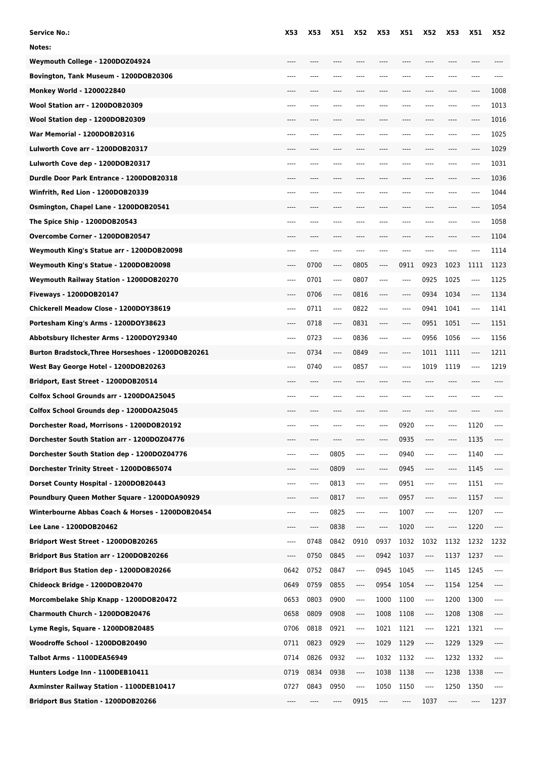| Service No.: | X53 | X53 | X51 | X52 | X53 | X51 | X52 | X53 | X51 | X52 |
|---|---|---|---|---|---|---|---|---|---|---|
| Notes: | | | | | | | | | | |
| Weymouth College - 1200DOZ04924 | ---- | ---- | ---- | ---- | ---- | ---- | ---- | ---- | ---- | ---- |
| Bovington, Tank Museum - 1200DOB20306 | ---- | ---- | ---- | ---- | ---- | ---- | ---- | ---- | ---- | ---- |
| Monkey World - 1200022840 | ---- | ---- | ---- | ---- | ---- | ---- | ---- | ---- | ---- | 1008 |
| Wool Station arr - 1200DOB20309 | ---- | ---- | ---- | ---- | ---- | ---- | ---- | ---- | ---- | 1013 |
| Wool Station dep - 1200DOB20309 | ---- | ---- | ---- | ---- | ---- | ---- | ---- | ---- | ---- | 1016 |
| War Memorial - 1200DOB20316 | ---- | ---- | ---- | ---- | ---- | ---- | ---- | ---- | ---- | 1025 |
| Lulworth Cove arr - 1200DOB20317 | ---- | ---- | ---- | ---- | ---- | ---- | ---- | ---- | ---- | 1029 |
| Lulworth Cove dep - 1200DOB20317 | ---- | ---- | ---- | ---- | ---- | ---- | ---- | ---- | ---- | 1031 |
| Durdle Door Park Entrance - 1200DOB20318 | ---- | ---- | ---- | ---- | ---- | ---- | ---- | ---- | ---- | 1036 |
| Winfrith, Red Lion - 1200DOB20339 | ---- | ---- | ---- | ---- | ---- | ---- | ---- | ---- | ---- | 1044 |
| Osmington, Chapel Lane - 1200DOB20541 | ---- | ---- | ---- | ---- | ---- | ---- | ---- | ---- | ---- | 1054 |
| The Spice Ship - 1200DOB20543 | ---- | ---- | ---- | ---- | ---- | ---- | ---- | ---- | ---- | 1058 |
| Overcombe Corner - 1200DOB20547 | ---- | ---- | ---- | ---- | ---- | ---- | ---- | ---- | ---- | 1104 |
| Weymouth King's Statue arr - 1200DOB20098 | ---- | ---- | ---- | ---- | ---- | ---- | ---- | ---- | ---- | 1114 |
| Weymouth King's Statue - 1200DOB20098 | ---- | 0700 | ---- | 0805 | ---- | 0911 | 0923 | 1023 | 1111 | 1123 |
| Weymouth Railway Station - 1200DOB20270 | ---- | 0701 | ---- | 0807 | ---- | ---- | 0925 | 1025 | ---- | 1125 |
| Fiveways - 1200DOB20147 | ---- | 0706 | ---- | 0816 | ---- | ---- | 0934 | 1034 | ---- | 1134 |
| Chickerell Meadow Close - 1200DOY38619 | ---- | 0711 | ---- | 0822 | ---- | ---- | 0941 | 1041 | ---- | 1141 |
| Portesham King's Arms - 1200DOY38623 | ---- | 0718 | ---- | 0831 | ---- | ---- | 0951 | 1051 | ---- | 1151 |
| Abbotsbury Ilchester Arms - 1200DOY29340 | ---- | 0723 | ---- | 0836 | ---- | ---- | 0956 | 1056 | ---- | 1156 |
| Burton Bradstock,Three Horseshoes - 1200DOB20261 | ---- | 0734 | ---- | 0849 | ---- | ---- | 1011 | 1111 | ---- | 1211 |
| West Bay George Hotel - 1200DOB20263 | ---- | 0740 | ---- | 0857 | ---- | ---- | 1019 | 1119 | ---- | 1219 |
| Bridport, East Street - 1200DOB20514 | ---- | ---- | ---- | ---- | ---- | ---- | ---- | ---- | ---- | ---- |
| Colfox School Grounds arr - 1200DOA25045 | ---- | ---- | ---- | ---- | ---- | ---- | ---- | ---- | ---- | ---- |
| Colfox School Grounds dep - 1200DOA25045 | ---- | ---- | ---- | ---- | ---- | ---- | ---- | ---- | ---- | ---- |
| Dorchester Road, Morrisons - 1200DOB20192 | ---- | ---- | ---- | ---- | ---- | 0920 | ---- | ---- | 1120 | ---- |
| Dorchester South Station arr - 1200DOZ04776 | ---- | ---- | ---- | ---- | ---- | 0935 | ---- | ---- | 1135 | ---- |
| Dorchester South Station dep - 1200DOZ04776 | ---- | ---- | 0805 | ---- | ---- | 0940 | ---- | ---- | 1140 | ---- |
| Dorchester Trinity Street - 1200DOB65074 | ---- | ---- | 0809 | ---- | ---- | 0945 | ---- | ---- | 1145 | ---- |
| Dorset County Hospital - 1200DOB20443 | ---- | ---- | 0813 | ---- | ---- | 0951 | ---- | ---- | 1151 | ---- |
| Poundbury Queen Mother Square - 1200DOA90929 | ---- | ---- | 0817 | ---- | ---- | 0957 | ---- | ---- | 1157 | ---- |
| Winterbourne Abbas Coach & Horses - 1200DOB20454 | ---- | ---- | 0825 | ---- | ---- | 1007 | ---- | ---- | 1207 | ---- |
| Lee Lane - 1200DOB20462 | ---- | ---- | 0838 | ---- | ---- | 1020 | ---- | ---- | 1220 | ---- |
| Bridport West Street - 1200DOB20265 | ---- | 0748 | 0842 | 0910 | 0937 | 1032 | 1032 | 1132 | 1232 | 1232 |
| Bridport Bus Station arr - 1200DOB20266 | ---- | 0750 | 0845 | ---- | 0942 | 1037 | ---- | 1137 | 1237 | ---- |
| Bridport Bus Station dep - 1200DOB20266 | 0642 | 0752 | 0847 | ---- | 0945 | 1045 | ---- | 1145 | 1245 | ---- |
| Chideock Bridge - 1200DOB20470 | 0649 | 0759 | 0855 | ---- | 0954 | 1054 | ---- | 1154 | 1254 | ---- |
| Morcombelake Ship Knapp - 1200DOB20472 | 0653 | 0803 | 0900 | ---- | 1000 | 1100 | ---- | 1200 | 1300 | ---- |
| Charmouth Church - 1200DOB20476 | 0658 | 0809 | 0908 | ---- | 1008 | 1108 | ---- | 1208 | 1308 | ---- |
| Lyme Regis, Square - 1200DOB20485 | 0706 | 0818 | 0921 | ---- | 1021 | 1121 | ---- | 1221 | 1321 | ---- |
| Woodroffe School - 1200DOB20490 | 0711 | 0823 | 0929 | ---- | 1029 | 1129 | ---- | 1229 | 1329 | ---- |
| Talbot Arms - 1100DEA56949 | 0714 | 0826 | 0932 | ---- | 1032 | 1132 | ---- | 1232 | 1332 | ---- |
| Hunters Lodge Inn - 1100DEB10411 | 0719 | 0834 | 0938 | ---- | 1038 | 1138 | ---- | 1238 | 1338 | ---- |
| Axminster Railway Station - 1100DEB10417 | 0727 | 0843 | 0950 | ---- | 1050 | 1150 | ---- | 1250 | 1350 | ---- |
| Bridport Bus Station - 1200DOB20266 | ---- | ---- | ---- | 0915 | ---- | ---- | 1037 | ---- | ---- | 1237 |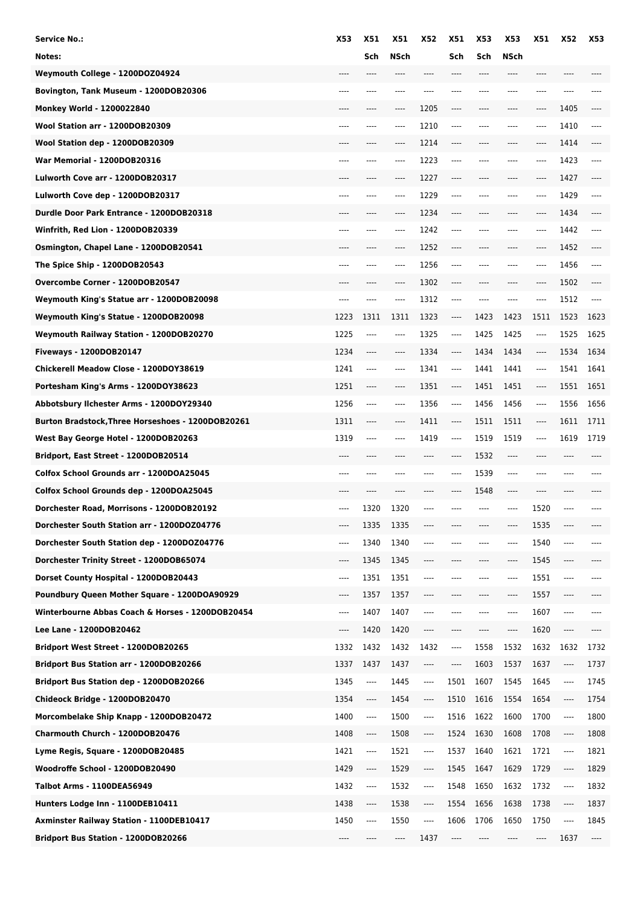| Service No.: | X53 | X51 | X51 | X52 | X51 | X53 | X53 | X51 | X52 | X53 |
|---|---|---|---|---|---|---|---|---|---|---|
| Notes: | | Sch | NSch | | Sch | Sch | NSch | | | |
| Weymouth College - 1200DOZ04924 | ---- | ---- | ---- | ---- | ---- | ---- | ---- | ---- | ---- | ---- |
| Bovington, Tank Museum - 1200DOB20306 | ---- | ---- | ---- | ---- | ---- | ---- | ---- | ---- | ---- | ---- |
| Monkey World - 1200022840 | ---- | ---- | ---- | 1205 | ---- | ---- | ---- | ---- | 1405 | ---- |
| Wool Station arr - 1200DOB20309 | ---- | ---- | ---- | 1210 | ---- | ---- | ---- | ---- | 1410 | ---- |
| Wool Station dep - 1200DOB20309 | ---- | ---- | ---- | 1214 | ---- | ---- | ---- | ---- | 1414 | ---- |
| War Memorial - 1200DOB20316 | ---- | ---- | ---- | 1223 | ---- | ---- | ---- | ---- | 1423 | ---- |
| Lulworth Cove arr - 1200DOB20317 | ---- | ---- | ---- | 1227 | ---- | ---- | ---- | ---- | 1427 | ---- |
| Lulworth Cove dep - 1200DOB20317 | ---- | ---- | ---- | 1229 | ---- | ---- | ---- | ---- | 1429 | ---- |
| Durdle Door Park Entrance - 1200DOB20318 | ---- | ---- | ---- | 1234 | ---- | ---- | ---- | ---- | 1434 | ---- |
| Winfrith, Red Lion - 1200DOB20339 | ---- | ---- | ---- | 1242 | ---- | ---- | ---- | ---- | 1442 | ---- |
| Osmington, Chapel Lane - 1200DOB20541 | ---- | ---- | ---- | 1252 | ---- | ---- | ---- | ---- | 1452 | ---- |
| The Spice Ship - 1200DOB20543 | ---- | ---- | ---- | 1256 | ---- | ---- | ---- | ---- | 1456 | ---- |
| Overcombe Corner - 1200DOB20547 | ---- | ---- | ---- | 1302 | ---- | ---- | ---- | ---- | 1502 | ---- |
| Weymouth King's Statue arr - 1200DOB20098 | ---- | ---- | ---- | 1312 | ---- | ---- | ---- | ---- | 1512 | ---- |
| Weymouth King's Statue - 1200DOB20098 | 1223 | 1311 | 1311 | 1323 | ---- | 1423 | 1423 | 1511 | 1523 | 1623 |
| Weymouth Railway Station - 1200DOB20270 | 1225 | ---- | ---- | 1325 | ---- | 1425 | 1425 | ---- | 1525 | 1625 |
| Fiveways - 1200DOB20147 | 1234 | ---- | ---- | 1334 | ---- | 1434 | 1434 | ---- | 1534 | 1634 |
| Chickerell Meadow Close - 1200DOY38619 | 1241 | ---- | ---- | 1341 | ---- | 1441 | 1441 | ---- | 1541 | 1641 |
| Portesham King's Arms - 1200DOY38623 | 1251 | ---- | ---- | 1351 | ---- | 1451 | 1451 | ---- | 1551 | 1651 |
| Abbotsbury Ilchester Arms - 1200DOY29340 | 1256 | ---- | ---- | 1356 | ---- | 1456 | 1456 | ---- | 1556 | 1656 |
| Burton Bradstock,Three Horseshoes - 1200DOB20261 | 1311 | ---- | ---- | 1411 | ---- | 1511 | 1511 | ---- | 1611 | 1711 |
| West Bay George Hotel - 1200DOB20263 | 1319 | ---- | ---- | 1419 | ---- | 1519 | 1519 | ---- | 1619 | 1719 |
| Bridport, East Street - 1200DOB20514 | ---- | ---- | ---- | ---- | ---- | 1532 | ---- | ---- | ---- | ---- |
| Colfox School Grounds arr - 1200DOA25045 | ---- | ---- | ---- | ---- | ---- | 1539 | ---- | ---- | ---- | ---- |
| Colfox School Grounds dep - 1200DOA25045 | ---- | ---- | ---- | ---- | ---- | 1548 | ---- | ---- | ---- | ---- |
| Dorchester Road, Morrisons - 1200DOB20192 | ---- | 1320 | 1320 | ---- | ---- | ---- | ---- | 1520 | ---- | ---- |
| Dorchester South Station arr - 1200DOZ04776 | ---- | 1335 | 1335 | ---- | ---- | ---- | ---- | 1535 | ---- | ---- |
| Dorchester South Station dep - 1200DOZ04776 | ---- | 1340 | 1340 | ---- | ---- | ---- | ---- | 1540 | ---- | ---- |
| Dorchester Trinity Street - 1200DOB65074 | ---- | 1345 | 1345 | ---- | ---- | ---- | ---- | 1545 | ---- | ---- |
| Dorset County Hospital - 1200DOB20443 | ---- | 1351 | 1351 | ---- | ---- | ---- | ---- | 1551 | ---- | ---- |
| Poundbury Queen Mother Square - 1200DOA90929 | ---- | 1357 | 1357 | ---- | ---- | ---- | ---- | 1557 | ---- | ---- |
| Winterbourne Abbas Coach & Horses - 1200DOB20454 | ---- | 1407 | 1407 | ---- | ---- | ---- | ---- | 1607 | ---- | ---- |
| Lee Lane - 1200DOB20462 | ---- | 1420 | 1420 | ---- | ---- | ---- | ---- | 1620 | ---- | ---- |
| Bridport West Street - 1200DOB20265 | 1332 | 1432 | 1432 | 1432 | ---- | 1558 | 1532 | 1632 | 1632 | 1732 |
| Bridport Bus Station arr - 1200DOB20266 | 1337 | 1437 | 1437 | ---- | ---- | 1603 | 1537 | 1637 | ---- | 1737 |
| Bridport Bus Station dep - 1200DOB20266 | 1345 | ---- | 1445 | ---- | 1501 | 1607 | 1545 | 1645 | ---- | 1745 |
| Chideock Bridge - 1200DOB20470 | 1354 | ---- | 1454 | ---- | 1510 | 1616 | 1554 | 1654 | ---- | 1754 |
| Morcombelake Ship Knapp - 1200DOB20472 | 1400 | ---- | 1500 | ---- | 1516 | 1622 | 1600 | 1700 | ---- | 1800 |
| Charmouth Church - 1200DOB20476 | 1408 | ---- | 1508 | ---- | 1524 | 1630 | 1608 | 1708 | ---- | 1808 |
| Lyme Regis, Square - 1200DOB20485 | 1421 | ---- | 1521 | ---- | 1537 | 1640 | 1621 | 1721 | ---- | 1821 |
| Woodroffe School - 1200DOB20490 | 1429 | ---- | 1529 | ---- | 1545 | 1647 | 1629 | 1729 | ---- | 1829 |
| Talbot Arms - 1100DEA56949 | 1432 | ---- | 1532 | ---- | 1548 | 1650 | 1632 | 1732 | ---- | 1832 |
| Hunters Lodge Inn - 1100DEB10411 | 1438 | ---- | 1538 | ---- | 1554 | 1656 | 1638 | 1738 | ---- | 1837 |
| Axminster Railway Station - 1100DEB10417 | 1450 | ---- | 1550 | ---- | 1606 | 1706 | 1650 | 1750 | ---- | 1845 |
| Bridport Bus Station - 1200DOB20266 | ---- | ---- | ---- | 1437 | ---- | ---- | ---- | ---- | 1637 | ---- |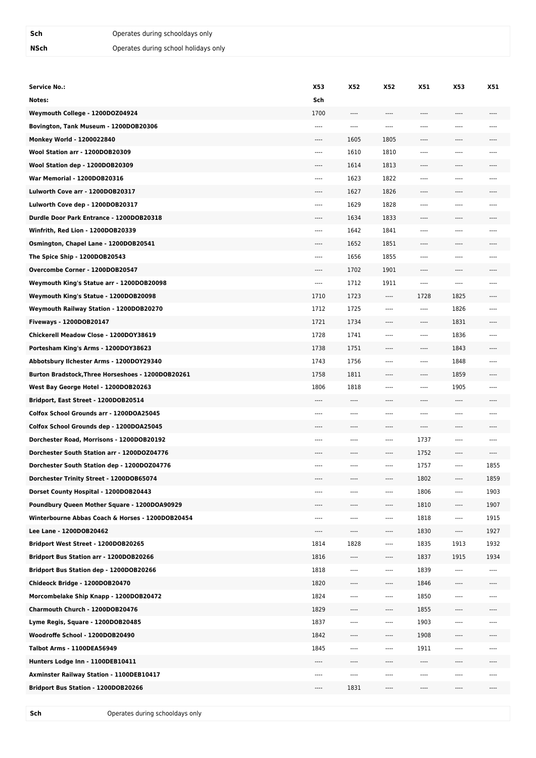| | |
|---|---|
| **Sch** | Operates during schooldays only |
| **NSch** | Operates during school holidays only |

| **Service No.:** | **X53** | **X52** | **X52** | **X51** | **X53** | **X51** |
|---|---|---|---|---|---|---|
| **Notes:** | **Sch** | | | | | |
| **Weymouth College - 1200DOZ04924** | 1700 | ---- | ---- | ---- | ---- | ---- |
| **Bovington, Tank Museum - 1200DOB20306** | ---- | ---- | ---- | ---- | ---- | ---- |
| **Monkey World - 1200022840** | ---- | 1605 | 1805 | ---- | ---- | ---- |
| **Wool Station arr - 1200DOB20309** | ---- | 1610 | 1810 | ---- | ---- | ---- |
| **Wool Station dep - 1200DOB20309** | ---- | 1614 | 1813 | ---- | ---- | ---- |
| **War Memorial - 1200DOB20316** | ---- | 1623 | 1822 | ---- | ---- | ---- |
| **Lulworth Cove arr - 1200DOB20317** | ---- | 1627 | 1826 | ---- | ---- | ---- |
| **Lulworth Cove dep - 1200DOB20317** | ---- | 1629 | 1828 | ---- | ---- | ---- |
| **Durdle Door Park Entrance - 1200DOB20318** | ---- | 1634 | 1833 | ---- | ---- | ---- |
| **Winfrith, Red Lion - 1200DOB20339** | ---- | 1642 | 1841 | ---- | ---- | ---- |
| **Osmington, Chapel Lane - 1200DOB20541** | ---- | 1652 | 1851 | ---- | ---- | ---- |
| **The Spice Ship - 1200DOB20543** | ---- | 1656 | 1855 | ---- | ---- | ---- |
| **Overcombe Corner - 1200DOB20547** | ---- | 1702 | 1901 | ---- | ---- | ---- |
| **Weymouth King's Statue arr - 1200DOB20098** | ---- | 1712 | 1911 | ---- | ---- | ---- |
| **Weymouth King's Statue - 1200DOB20098** | 1710 | 1723 | ---- | 1728 | 1825 | ---- |
| **Weymouth Railway Station - 1200DOB20270** | 1712 | 1725 | ---- | ---- | 1826 | ---- |
| **Fiveways - 1200DOB20147** | 1721 | 1734 | ---- | ---- | 1831 | ---- |
| **Chickerell Meadow Close - 1200DOY38619** | 1728 | 1741 | ---- | ---- | 1836 | ---- |
| **Portesham King's Arms - 1200DOY38623** | 1738 | 1751 | ---- | ---- | 1843 | ---- |
| **Abbotsbury Ilchester Arms - 1200DOY29340** | 1743 | 1756 | ---- | ---- | 1848 | ---- |
| **Burton Bradstock,Three Horseshoes - 1200DOB20261** | 1758 | 1811 | ---- | ---- | 1859 | ---- |
| **West Bay George Hotel - 1200DOB20263** | 1806 | 1818 | ---- | ---- | 1905 | ---- |
| **Bridport, East Street - 1200DOB20514** | ---- | ---- | ---- | ---- | ---- | ---- |
| **Colfox School Grounds arr - 1200DOA25045** | ---- | ---- | ---- | ---- | ---- | ---- |
| **Colfox School Grounds dep - 1200DOA25045** | ---- | ---- | ---- | ---- | ---- | ---- |
| **Dorchester Road, Morrisons - 1200DOB20192** | ---- | ---- | ---- | 1737 | ---- | ---- |
| **Dorchester South Station arr - 1200DOZ04776** | ---- | ---- | ---- | 1752 | ---- | ---- |
| **Dorchester South Station dep - 1200DOZ04776** | ---- | ---- | ---- | 1757 | ---- | 1855 |
| **Dorchester Trinity Street - 1200DOB65074** | ---- | ---- | ---- | 1802 | ---- | 1859 |
| **Dorset County Hospital - 1200DOB20443** | ---- | ---- | ---- | 1806 | ---- | 1903 |
| **Poundbury Queen Mother Square - 1200DOA90929** | ---- | ---- | ---- | 1810 | ---- | 1907 |
| **Winterbourne Abbas Coach & Horses - 1200DOB20454** | ---- | ---- | ---- | 1818 | ---- | 1915 |
| **Lee Lane - 1200DOB20462** | ---- | ---- | ---- | 1830 | ---- | 1927 |
| **Bridport West Street - 1200DOB20265** | 1814 | 1828 | ---- | 1835 | 1913 | 1932 |
| **Bridport Bus Station arr - 1200DOB20266** | 1816 | ---- | ---- | 1837 | 1915 | 1934 |
| **Bridport Bus Station dep - 1200DOB20266** | 1818 | ---- | ---- | 1839 | ---- | ---- |
| **Chideock Bridge - 1200DOB20470** | 1820 | ---- | ---- | 1846 | ---- | ---- |
| **Morcombelake Ship Knapp - 1200DOB20472** | 1824 | ---- | ---- | 1850 | ---- | ---- |
| **Charmouth Church - 1200DOB20476** | 1829 | ---- | ---- | 1855 | ---- | ---- |
| **Lyme Regis, Square - 1200DOB20485** | 1837 | ---- | ---- | 1903 | ---- | ---- |
| **Woodroffe School - 1200DOB20490** | 1842 | ---- | ---- | 1908 | ---- | ---- |
| **Talbot Arms - 1100DEA56949** | 1845 | ---- | ---- | 1911 | ---- | ---- |
| **Hunters Lodge Inn - 1100DEB10411** | ---- | ---- | ---- | ---- | ---- | ---- |
| **Axminster Railway Station - 1100DEB10417** | ---- | ---- | ---- | ---- | ---- | ---- |
| **Bridport Bus Station - 1200DOB20266** | ---- | 1831 | ---- | ---- | ---- | ---- |

| | |
|---|---|
| **Sch** | Operates during schooldays only |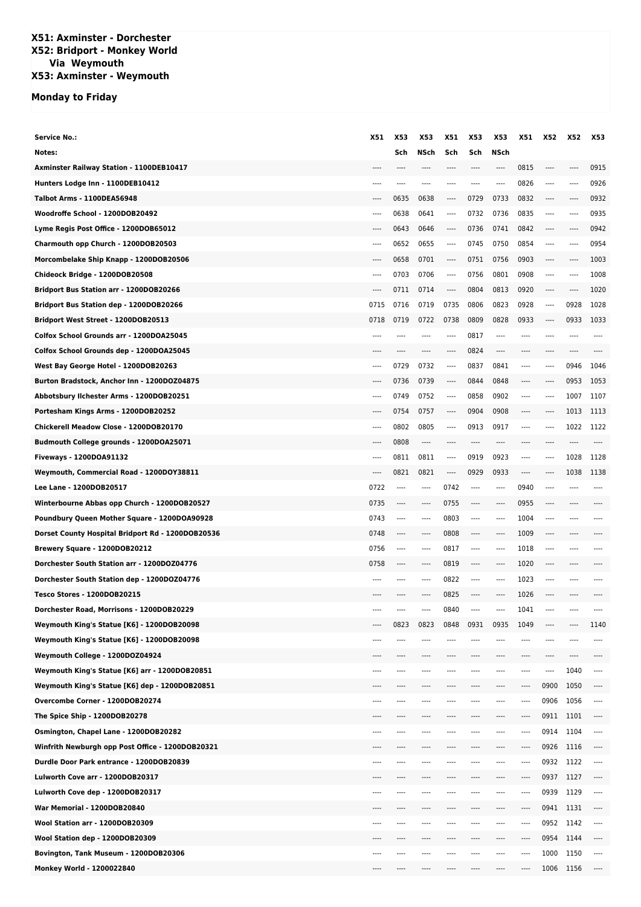# X51: Axminster - Dorchester
# X52: Bridport - Monkey World
## Via Weymouth
# X53: Axminster - Weymouth

## Monday to Friday

| Service No.: | X51 | X53 | X53 | X51 | X53 | X53 | X51 | X52 | X52 | X53 |
|---|---|---|---|---|---|---|---|---|---|---|
| Notes: | | Sch | NSch | Sch | Sch | NSch | | | | |
| Axminster Railway Station - 1100DEB10417 | ---- | ---- | ---- | ---- | ---- | ---- | 0815 | ---- | ---- | 0915 |
| Hunters Lodge Inn - 1100DEB10412 | ---- | ---- | ---- | ---- | ---- | ---- | 0826 | ---- | ---- | 0926 |
| Talbot Arms - 1100DEA56948 | ---- | 0635 | 0638 | ---- | 0729 | 0733 | 0832 | ---- | ---- | 0932 |
| Woodroffe School - 1200DOB20492 | ---- | 0638 | 0641 | ---- | 0732 | 0736 | 0835 | ---- | ---- | 0935 |
| Lyme Regis Post Office - 1200DOB65012 | ---- | 0643 | 0646 | ---- | 0736 | 0741 | 0842 | ---- | ---- | 0942 |
| Charmouth opp Church - 1200DOB20503 | ---- | 0652 | 0655 | ---- | 0745 | 0750 | 0854 | ---- | ---- | 0954 |
| Morcombelake Ship Knapp - 1200DOB20506 | ---- | 0658 | 0701 | ---- | 0751 | 0756 | 0903 | ---- | ---- | 1003 |
| Chideock Bridge - 1200DOB20508 | ---- | 0703 | 0706 | ---- | 0756 | 0801 | 0908 | ---- | ---- | 1008 |
| Bridport Bus Station arr - 1200DOB20266 | ---- | 0711 | 0714 | ---- | 0804 | 0813 | 0920 | ---- | ---- | 1020 |
| Bridport Bus Station dep - 1200DOB20266 | 0715 | 0716 | 0719 | 0735 | 0806 | 0823 | 0928 | ---- | 0928 | 1028 |
| Bridport West Street - 1200DOB20513 | 0718 | 0719 | 0722 | 0738 | 0809 | 0828 | 0933 | ---- | 0933 | 1033 |
| Colfox School Grounds arr - 1200DOA25045 | ---- | ---- | ---- | ---- | 0817 | ---- | ---- | ---- | ---- | ---- |
| Colfox School Grounds dep - 1200DOA25045 | ---- | ---- | ---- | ---- | 0824 | ---- | ---- | ---- | ---- | ---- |
| West Bay George Hotel - 1200DOB20263 | ---- | 0729 | 0732 | ---- | 0837 | 0841 | ---- | ---- | 0946 | 1046 |
| Burton Bradstock, Anchor Inn - 1200DOZ04875 | ---- | 0736 | 0739 | ---- | 0844 | 0848 | ---- | ---- | 0953 | 1053 |
| Abbotsbury Ilchester Arms - 1200DOB20251 | ---- | 0749 | 0752 | ---- | 0858 | 0902 | ---- | ---- | 1007 | 1107 |
| Portesham Kings Arms - 1200DOB20252 | ---- | 0754 | 0757 | ---- | 0904 | 0908 | ---- | ---- | 1013 | 1113 |
| Chickerell Meadow Close - 1200DOB20170 | ---- | 0802 | 0805 | ---- | 0913 | 0917 | ---- | ---- | 1022 | 1122 |
| Budmouth College grounds - 1200DOA25071 | ---- | 0808 | ---- | ---- | ---- | ---- | ---- | ---- | ---- | ---- |
| Fiveways - 1200DOA91132 | ---- | 0811 | 0811 | ---- | 0919 | 0923 | ---- | ---- | 1028 | 1128 |
| Weymouth, Commercial Road - 1200DOY38811 | ---- | 0821 | 0821 | ---- | 0929 | 0933 | ---- | ---- | 1038 | 1138 |
| Lee Lane - 1200DOB20517 | 0722 | ---- | ---- | 0742 | ---- | ---- | 0940 | ---- | ---- | ---- |
| Winterbourne Abbas opp Church - 1200DOB20527 | 0735 | ---- | ---- | 0755 | ---- | ---- | 0955 | ---- | ---- | ---- |
| Poundbury Queen Mother Square - 1200DOA90928 | 0743 | ---- | ---- | 0803 | ---- | ---- | 1004 | ---- | ---- | ---- |
| Dorset County Hospital Bridport Rd - 1200DOB20536 | 0748 | ---- | ---- | 0808 | ---- | ---- | 1009 | ---- | ---- | ---- |
| Brewery Square - 1200DOB20212 | 0756 | ---- | ---- | 0817 | ---- | ---- | 1018 | ---- | ---- | ---- |
| Dorchester South Station arr - 1200DOZ04776 | 0758 | ---- | ---- | 0819 | ---- | ---- | 1020 | ---- | ---- | ---- |
| Dorchester South Station dep - 1200DOZ04776 | ---- | ---- | ---- | 0822 | ---- | ---- | 1023 | ---- | ---- | ---- |
| Tesco Stores - 1200DOB20215 | ---- | ---- | ---- | 0825 | ---- | ---- | 1026 | ---- | ---- | ---- |
| Dorchester Road, Morrisons - 1200DOB20229 | ---- | ---- | ---- | 0840 | ---- | ---- | 1041 | ---- | ---- | ---- |
| Weymouth King's Statue [K6] - 1200DOB20098 | ---- | 0823 | 0823 | 0848 | 0931 | 0935 | 1049 | ---- | ---- | 1140 |
| Weymouth King's Statue [K6] - 1200DOB20098 | ---- | ---- | ---- | ---- | ---- | ---- | ---- | ---- | ---- | ---- |
| Weymouth College - 1200DOZ04924 | ---- | ---- | ---- | ---- | ---- | ---- | ---- | ---- | ---- | ---- |
| Weymouth King's Statue [K6] arr - 1200DOB20851 | ---- | ---- | ---- | ---- | ---- | ---- | ---- | ---- | 1040 | ---- |
| Weymouth King's Statue [K6] dep - 1200DOB20851 | ---- | ---- | ---- | ---- | ---- | ---- | ---- | 0900 | 1050 | ---- |
| Overcombe Corner - 1200DOB20274 | ---- | ---- | ---- | ---- | ---- | ---- | ---- | 0906 | 1056 | ---- |
| The Spice Ship - 1200DOB20278 | ---- | ---- | ---- | ---- | ---- | ---- | ---- | 0911 | 1101 | ---- |
| Osmington, Chapel Lane - 1200DOB20282 | ---- | ---- | ---- | ---- | ---- | ---- | ---- | 0914 | 1104 | ---- |
| Winfrith Newburgh opp Post Office - 1200DOB20321 | ---- | ---- | ---- | ---- | ---- | ---- | ---- | 0926 | 1116 | ---- |
| Durdle Door Park entrance - 1200DOB20839 | ---- | ---- | ---- | ---- | ---- | ---- | ---- | 0932 | 1122 | ---- |
| Lulworth Cove arr - 1200DOB20317 | ---- | ---- | ---- | ---- | ---- | ---- | ---- | 0937 | 1127 | ---- |
| Lulworth Cove dep - 1200DOB20317 | ---- | ---- | ---- | ---- | ---- | ---- | ---- | 0939 | 1129 | ---- |
| War Memorial - 1200DOB20840 | ---- | ---- | ---- | ---- | ---- | ---- | ---- | 0941 | 1131 | ---- |
| Wool Station arr - 1200DOB20309 | ---- | ---- | ---- | ---- | ---- | ---- | ---- | 0952 | 1142 | ---- |
| Wool Station dep - 1200DOB20309 | ---- | ---- | ---- | ---- | ---- | ---- | ---- | 0954 | 1144 | ---- |
| Bovington, Tank Museum - 1200DOB20306 | ---- | ---- | ---- | ---- | ---- | ---- | ---- | 1000 | 1150 | ---- |
| Monkey World - 1200022840 | ---- | ---- | ---- | ---- | ---- | ---- | ---- | 1006 | 1156 | ---- |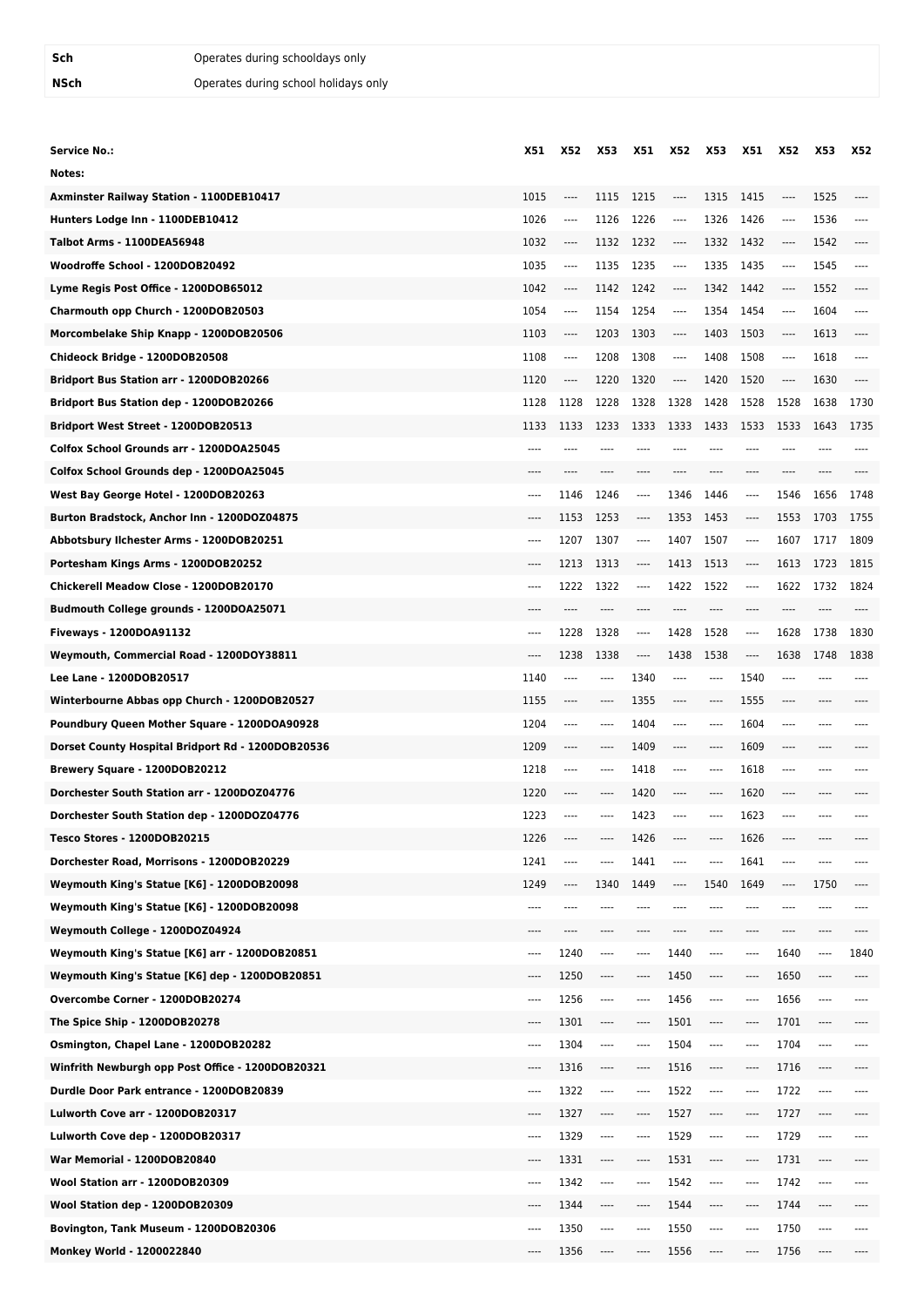| | |
|---|---|
| **Sch** | Operates during schooldays only |
| **NSch** | Operates during school holidays only |

| Service No.: | X51 | X52 | X53 | X51 | X52 | X53 | X51 | X52 | X53 | X52 |
|---|---|---|---|---|---|---|---|---|---|---|
| Notes: | | | | | | | | | | |
| Axminster Railway Station - 1100DEB10417 | 1015 | ---- | 1115 | 1215 | ---- | 1315 | 1415 | ---- | 1525 | ---- |
| Hunters Lodge Inn - 1100DEB10412 | 1026 | ---- | 1126 | 1226 | ---- | 1326 | 1426 | ---- | 1536 | ---- |
| Talbot Arms - 1100DEA56948 | 1032 | ---- | 1132 | 1232 | ---- | 1332 | 1432 | ---- | 1542 | ---- |
| Woodroffe School - 1200DOB20492 | 1035 | ---- | 1135 | 1235 | ---- | 1335 | 1435 | ---- | 1545 | ---- |
| Lyme Regis Post Office - 1200DOB65012 | 1042 | ---- | 1142 | 1242 | ---- | 1342 | 1442 | ---- | 1552 | ---- |
| Charmouth opp Church - 1200DOB20503 | 1054 | ---- | 1154 | 1254 | ---- | 1354 | 1454 | ---- | 1604 | ---- |
| Morcombelake Ship Knapp - 1200DOB20506 | 1103 | ---- | 1203 | 1303 | ---- | 1403 | 1503 | ---- | 1613 | ---- |
| Chideock Bridge - 1200DOB20508 | 1108 | ---- | 1208 | 1308 | ---- | 1408 | 1508 | ---- | 1618 | ---- |
| Bridport Bus Station arr - 1200DOB20266 | 1120 | ---- | 1220 | 1320 | ---- | 1420 | 1520 | ---- | 1630 | ---- |
| Bridport Bus Station dep - 1200DOB20266 | 1128 | 1128 | 1228 | 1328 | 1328 | 1428 | 1528 | 1528 | 1638 | 1730 |
| Bridport West Street - 1200DOB20513 | 1133 | 1133 | 1233 | 1333 | 1333 | 1433 | 1533 | 1533 | 1643 | 1735 |
| Colfox School Grounds arr - 1200DOA25045 | ---- | ---- | ---- | ---- | ---- | ---- | ---- | ---- | ---- | ---- |
| Colfox School Grounds dep - 1200DOA25045 | ---- | ---- | ---- | ---- | ---- | ---- | ---- | ---- | ---- | ---- |
| West Bay George Hotel - 1200DOB20263 | ---- | 1146 | 1246 | ---- | 1346 | 1446 | ---- | 1546 | 1656 | 1748 |
| Burton Bradstock, Anchor Inn - 1200DOZ04875 | ---- | 1153 | 1253 | ---- | 1353 | 1453 | ---- | 1553 | 1703 | 1755 |
| Abbotsbury Ilchester Arms - 1200DOB20251 | ---- | 1207 | 1307 | ---- | 1407 | 1507 | ---- | 1607 | 1717 | 1809 |
| Portesham Kings Arms - 1200DOB20252 | ---- | 1213 | 1313 | ---- | 1413 | 1513 | ---- | 1613 | 1723 | 1815 |
| Chickerell Meadow Close - 1200DOB20170 | ---- | 1222 | 1322 | ---- | 1422 | 1522 | ---- | 1622 | 1732 | 1824 |
| Budmouth College grounds - 1200DOA25071 | ---- | ---- | ---- | ---- | ---- | ---- | ---- | ---- | ---- | ---- |
| Fiveways - 1200DOA91132 | ---- | 1228 | 1328 | ---- | 1428 | 1528 | ---- | 1628 | 1738 | 1830 |
| Weymouth, Commercial Road - 1200DOY38811 | ---- | 1238 | 1338 | ---- | 1438 | 1538 | ---- | 1638 | 1748 | 1838 |
| Lee Lane - 1200DOB20517 | 1140 | ---- | ---- | 1340 | ---- | ---- | 1540 | ---- | ---- | ---- |
| Winterbourne Abbas opp Church - 1200DOB20527 | 1155 | ---- | ---- | 1355 | ---- | ---- | 1555 | ---- | ---- | ---- |
| Poundbury Queen Mother Square - 1200DOA90928 | 1204 | ---- | ---- | 1404 | ---- | ---- | 1604 | ---- | ---- | ---- |
| Dorset County Hospital Bridport Rd - 1200DOB20536 | 1209 | ---- | ---- | 1409 | ---- | ---- | 1609 | ---- | ---- | ---- |
| Brewery Square - 1200DOB20212 | 1218 | ---- | ---- | 1418 | ---- | ---- | 1618 | ---- | ---- | ---- |
| Dorchester South Station arr - 1200DOZ04776 | 1220 | ---- | ---- | 1420 | ---- | ---- | 1620 | ---- | ---- | ---- |
| Dorchester South Station dep - 1200DOZ04776 | 1223 | ---- | ---- | 1423 | ---- | ---- | 1623 | ---- | ---- | ---- |
| Tesco Stores - 1200DOB20215 | 1226 | ---- | ---- | 1426 | ---- | ---- | 1626 | ---- | ---- | ---- |
| Dorchester Road, Morrisons - 1200DOB20229 | 1241 | ---- | ---- | 1441 | ---- | ---- | 1641 | ---- | ---- | ---- |
| Weymouth King's Statue [K6] - 1200DOB20098 | 1249 | ---- | 1340 | 1449 | ---- | 1540 | 1649 | ---- | 1750 | ---- |
| Weymouth King's Statue [K6] - 1200DOB20098 | ---- | ---- | ---- | ---- | ---- | ---- | ---- | ---- | ---- | ---- |
| Weymouth College - 1200DOZ04924 | ---- | ---- | ---- | ---- | ---- | ---- | ---- | ---- | ---- | ---- |
| Weymouth King's Statue [K6] arr - 1200DOB20851 | ---- | 1240 | ---- | ---- | 1440 | ---- | ---- | 1640 | ---- | 1840 |
| Weymouth King's Statue [K6] dep - 1200DOB20851 | ---- | 1250 | ---- | ---- | 1450 | ---- | ---- | 1650 | ---- | ---- |
| Overcombe Corner - 1200DOB20274 | ---- | 1256 | ---- | ---- | 1456 | ---- | ---- | 1656 | ---- | ---- |
| The Spice Ship - 1200DOB20278 | ---- | 1301 | ---- | ---- | 1501 | ---- | ---- | 1701 | ---- | ---- |
| Osmington, Chapel Lane - 1200DOB20282 | ---- | 1304 | ---- | ---- | 1504 | ---- | ---- | 1704 | ---- | ---- |
| Winfrith Newburgh opp Post Office - 1200DOB20321 | ---- | 1316 | ---- | ---- | 1516 | ---- | ---- | 1716 | ---- | ---- |
| Durdle Door Park entrance - 1200DOB20839 | ---- | 1322 | ---- | ---- | 1522 | ---- | ---- | 1722 | ---- | ---- |
| Lulworth Cove arr - 1200DOB20317 | ---- | 1327 | ---- | ---- | 1527 | ---- | ---- | 1727 | ---- | ---- |
| Lulworth Cove dep - 1200DOB20317 | ---- | 1329 | ---- | ---- | 1529 | ---- | ---- | 1729 | ---- | ---- |
| War Memorial - 1200DOB20840 | ---- | 1331 | ---- | ---- | 1531 | ---- | ---- | 1731 | ---- | ---- |
| Wool Station arr - 1200DOB20309 | ---- | 1342 | ---- | ---- | 1542 | ---- | ---- | 1742 | ---- | ---- |
| Wool Station dep - 1200DOB20309 | ---- | 1344 | ---- | ---- | 1544 | ---- | ---- | 1744 | ---- | ---- |
| Bovington, Tank Museum - 1200DOB20306 | ---- | 1350 | ---- | ---- | 1550 | ---- | ---- | 1750 | ---- | ---- |
| Monkey World - 1200022840 | ---- | 1356 | ---- | ---- | 1556 | ---- | ---- | 1756 | ---- | ---- |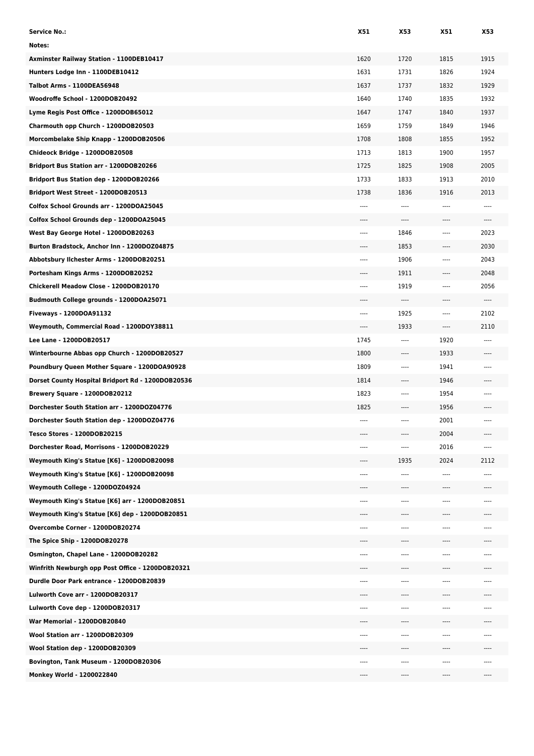| Service No.: | X51 | X53 | X51 | X53 |
|---|---|---|---|---|
| Notes: | | | | |
| Axminster Railway Station - 1100DEB10417 | 1620 | 1720 | 1815 | 1915 |
| Hunters Lodge Inn - 1100DEB10412 | 1631 | 1731 | 1826 | 1924 |
| Talbot Arms - 1100DEA56948 | 1637 | 1737 | 1832 | 1929 |
| Woodroffe School - 1200DOB20492 | 1640 | 1740 | 1835 | 1932 |
| Lyme Regis Post Office - 1200DOB65012 | 1647 | 1747 | 1840 | 1937 |
| Charmouth opp Church - 1200DOB20503 | 1659 | 1759 | 1849 | 1946 |
| Morcombelake Ship Knapp - 1200DOB20506 | 1708 | 1808 | 1855 | 1952 |
| Chideock Bridge - 1200DOB20508 | 1713 | 1813 | 1900 | 1957 |
| Bridport Bus Station arr - 1200DOB20266 | 1725 | 1825 | 1908 | 2005 |
| Bridport Bus Station dep - 1200DOB20266 | 1733 | 1833 | 1913 | 2010 |
| Bridport West Street - 1200DOB20513 | 1738 | 1836 | 1916 | 2013 |
| Colfox School Grounds arr - 1200DOA25045 | ---- | ---- | ---- | ---- |
| Colfox School Grounds dep - 1200DOA25045 | ---- | ---- | ---- | ---- |
| West Bay George Hotel - 1200DOB20263 | ---- | 1846 | ---- | 2023 |
| Burton Bradstock, Anchor Inn - 1200DOZ04875 | ---- | 1853 | ---- | 2030 |
| Abbotsbury Ilchester Arms - 1200DOB20251 | ---- | 1906 | ---- | 2043 |
| Portesham Kings Arms - 1200DOB20252 | ---- | 1911 | ---- | 2048 |
| Chickerell Meadow Close - 1200DOB20170 | ---- | 1919 | ---- | 2056 |
| Budmouth College grounds - 1200DOA25071 | ---- | ---- | ---- | ---- |
| Fiveways - 1200DOA91132 | ---- | 1925 | ---- | 2102 |
| Weymouth, Commercial Road - 1200DOY38811 | ---- | 1933 | ---- | 2110 |
| Lee Lane - 1200DOB20517 | 1745 | ---- | 1920 | ---- |
| Winterbourne Abbas opp Church - 1200DOB20527 | 1800 | ---- | 1933 | ---- |
| Poundbury Queen Mother Square - 1200DOA90928 | 1809 | ---- | 1941 | ---- |
| Dorset County Hospital Bridport Rd - 1200DOB20536 | 1814 | ---- | 1946 | ---- |
| Brewery Square - 1200DOB20212 | 1823 | ---- | 1954 | ---- |
| Dorchester South Station arr - 1200DOZ04776 | 1825 | ---- | 1956 | ---- |
| Dorchester South Station dep - 1200DOZ04776 | ---- | ---- | 2001 | ---- |
| Tesco Stores - 1200DOB20215 | ---- | ---- | 2004 | ---- |
| Dorchester Road, Morrisons - 1200DOB20229 | ---- | ---- | 2016 | ---- |
| Weymouth King's Statue [K6] - 1200DOB20098 | ---- | 1935 | 2024 | 2112 |
| Weymouth King's Statue [K6] - 1200DOB20098 | ---- | ---- | ---- | ---- |
| Weymouth College - 1200DOZ04924 | ---- | ---- | ---- | ---- |
| Weymouth King's Statue [K6] arr - 1200DOB20851 | ---- | ---- | ---- | ---- |
| Weymouth King's Statue [K6] dep - 1200DOB20851 | ---- | ---- | ---- | ---- |
| Overcombe Corner - 1200DOB20274 | ---- | ---- | ---- | ---- |
| The Spice Ship - 1200DOB20278 | ---- | ---- | ---- | ---- |
| Osmington, Chapel Lane - 1200DOB20282 | ---- | ---- | ---- | ---- |
| Winfrith Newburgh opp Post Office - 1200DOB20321 | ---- | ---- | ---- | ---- |
| Durdle Door Park entrance - 1200DOB20839 | ---- | ---- | ---- | ---- |
| Lulworth Cove arr - 1200DOB20317 | ---- | ---- | ---- | ---- |
| Lulworth Cove dep - 1200DOB20317 | ---- | ---- | ---- | ---- |
| War Memorial - 1200DOB20840 | ---- | ---- | ---- | ---- |
| Wool Station arr - 1200DOB20309 | ---- | ---- | ---- | ---- |
| Wool Station dep - 1200DOB20309 | ---- | ---- | ---- | ---- |
| Bovington, Tank Museum - 1200DOB20306 | ---- | ---- | ---- | ---- |
| Monkey World - 1200022840 | ---- | ---- | ---- | ---- |